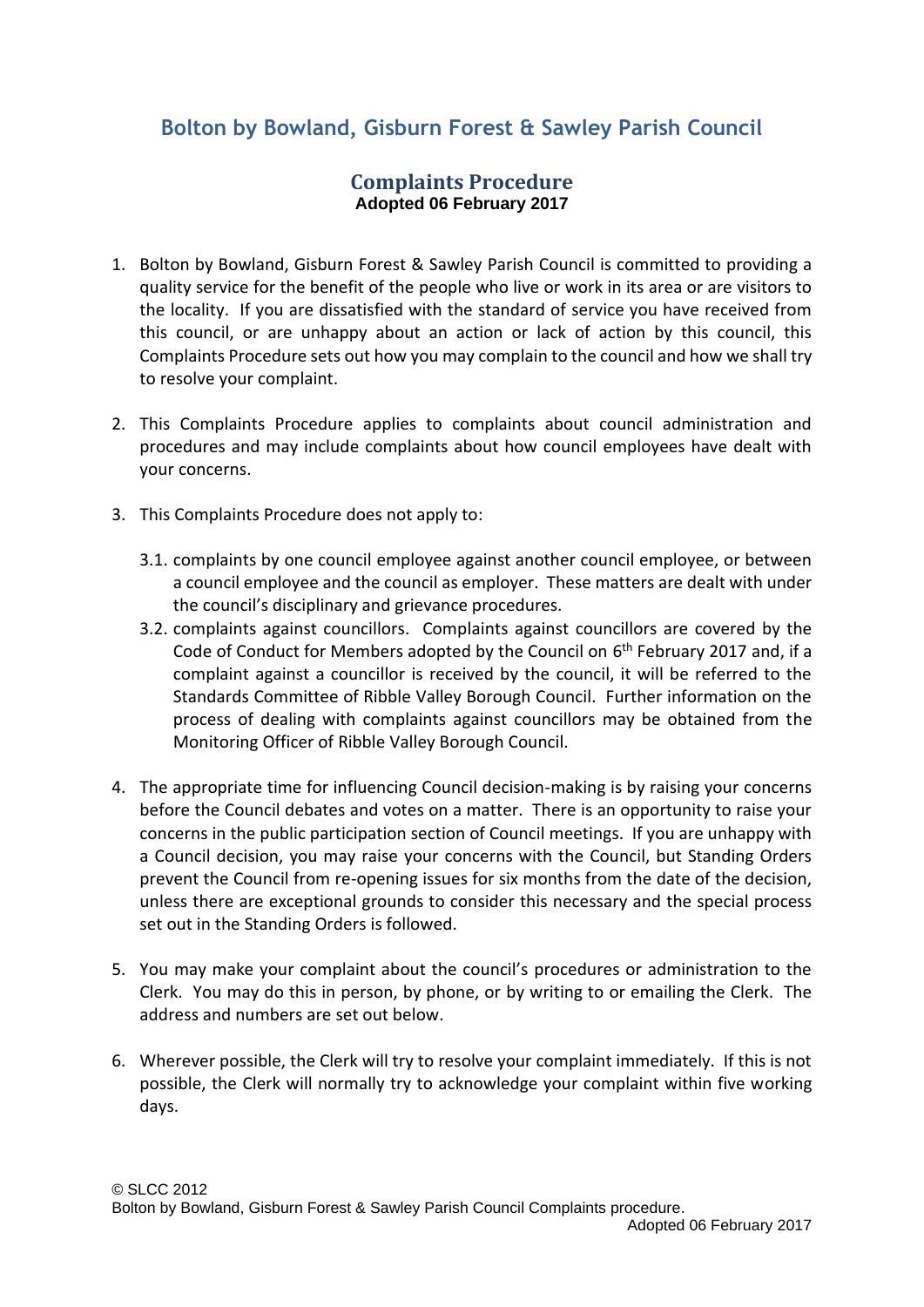# Bolton by Bowland, Gisburn Forest & Sawley Parish Council

## Complaints Procedure

**Adopted 06 February 2017**

1. Bolton by Bowland, Gisburn Forest & Sawley Parish Council is committed to providing a quality service for the benefit of the people who live or work in its area or are visitors to the locality. If you are dissatisfied with the standard of service you have received from this council, or are unhappy about an action or lack of action by this council, this Complaints Procedure sets out how you may complain to the council and how we shall try to resolve your complaint.

2. This Complaints Procedure applies to complaints about council administration and procedures and may include complaints about how council employees have dealt with your concerns.

3. This Complaints Procedure does not apply to:

   3.1. complaints by one council employee against another council employee, or between a council employee and the council as employer. These matters are dealt with under the council's disciplinary and grievance procedures.

   3.2. complaints against councillors. Complaints against councillors are covered by the Code of Conduct for Members adopted by the Council on 6th February 2017 and, if a complaint against a councillor is received by the council, it will be referred to the Standards Committee of Ribble Valley Borough Council. Further information on the process of dealing with complaints against councillors may be obtained from the Monitoring Officer of Ribble Valley Borough Council.

4. The appropriate time for influencing Council decision-making is by raising your concerns before the Council debates and votes on a matter. There is an opportunity to raise your concerns in the public participation section of Council meetings. If you are unhappy with a Council decision, you may raise your concerns with the Council, but Standing Orders prevent the Council from re-opening issues for six months from the date of the decision, unless there are exceptional grounds to consider this necessary and the special process set out in the Standing Orders is followed.

5. You may make your complaint about the council's procedures or administration to the Clerk. You may do this in person, by phone, or by writing to or emailing the Clerk. The address and numbers are set out below.

6. Wherever possible, the Clerk will try to resolve your complaint immediately. If this is not possible, the Clerk will normally try to acknowledge your complaint within five working days.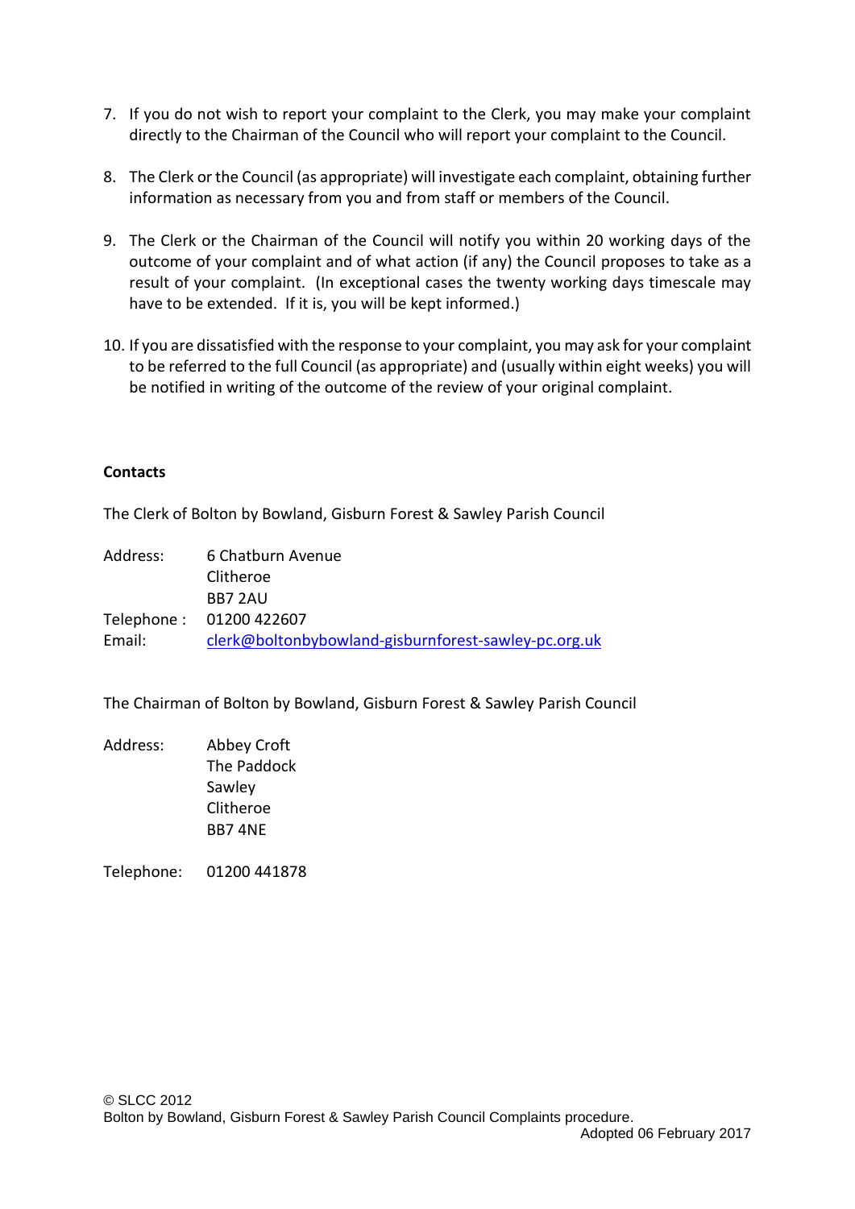7. If you do not wish to report your complaint to the Clerk, you may make your complaint directly to the Chairman of the Council who will report your complaint to the Council.

8. The Clerk or the Council (as appropriate) will investigate each complaint, obtaining further information as necessary from you and from staff or members of the Council.

9. The Clerk or the Chairman of the Council will notify you within 20 working days of the outcome of your complaint and of what action (if any) the Council proposes to take as a result of your complaint. (In exceptional cases the twenty working days timescale may have to be extended. If it is, you will be kept informed.)

10. If you are dissatisfied with the response to your complaint, you may ask for your complaint to be referred to the full Council (as appropriate) and (usually within eight weeks) you will be notified in writing of the outcome of the review of your original complaint.

**Contacts**

The Clerk of Bolton by Bowland, Gisburn Forest & Sawley Parish Council

Address: 6 Chatburn Avenue
Clitheroe
BB7 2AU
Telephone : 01200 422607
Email: clerk@boltonbybowland-gisburnforest-sawley-pc.org.uk

The Chairman of Bolton by Bowland, Gisburn Forest & Sawley Parish Council

Address: Abbey Croft
The Paddock
Sawley
Clitheroe
BB7 4NE

Telephone: 01200 441878

© SLCC 2012
Bolton by Bowland, Gisburn Forest & Sawley Parish Council Complaints procedure.
Adopted 06 February 2017